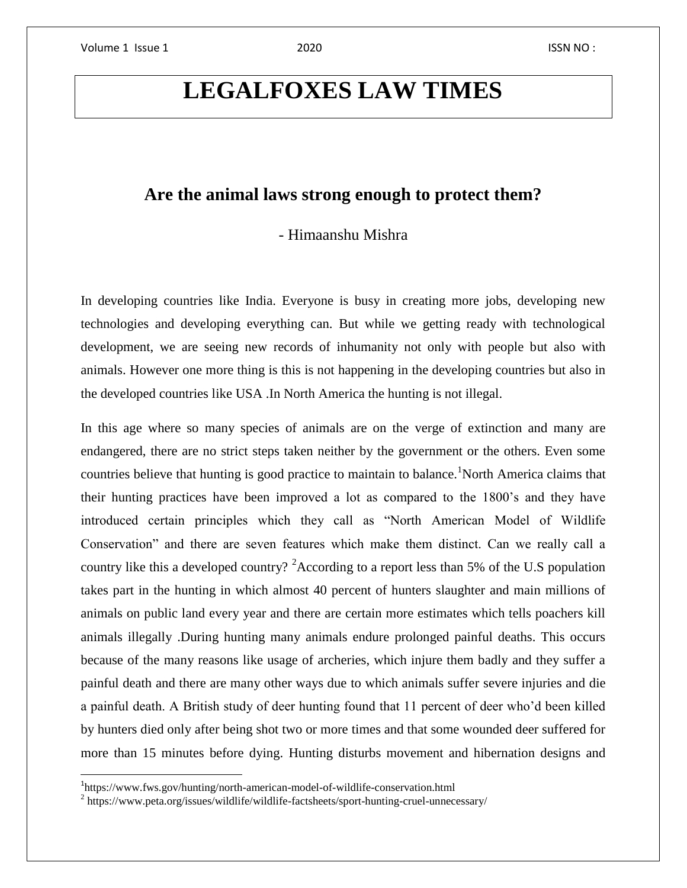# LEGALFOXES LAW TIMES

## Are the animal laws strong enough to protect them?

- Himaanshu Mishra

In developing countries like India. Everyone is busy in creating more jobs, developing new technologies and developing everything can. But while we getting ready with technological development, we are seeing new records of inhumanity not only with people but also with animals. However one more thing is this is not happening in the developing countries but also in the developed countries like USA .In North America the hunting is not illegal.

In this age where so many species of animals are on the verge of extinction and many are endangered, there are no strict steps taken neither by the government or the others. Even some countries believe that hunting is good practice to maintain to balance.[1]North America claims that their hunting practices have been improved a lot as compared to the 1800's and they have introduced certain principles which they call as "North American Model of Wildlife Conservation" and there are seven features which make them distinct. Can we really call a country like this a developed country? [2]According to a report less than 5% of the U.S population takes part in the hunting in which almost 40 percent of hunters slaughter and main millions of animals on public land every year and there are certain more estimates which tells poachers kill animals illegally .During hunting many animals endure prolonged painful deaths. This occurs because of the many reasons like usage of archeries, which injure them badly and they suffer a painful death and there are many other ways due to which animals suffer severe injuries and die a painful death. A British study of deer hunting found that 11 percent of deer who'd been killed by hunters died only after being shot two or more times and that some wounded deer suffered for more than 15 minutes before dying. Hunting disturbs movement and hibernation designs and

[1]https://www.fws.gov/hunting/north-american-model-of-wildlife-conservation.html

[2] https://www.peta.org/issues/wildlife/wildlife-factsheets/sport-hunting-cruel-unnecessary/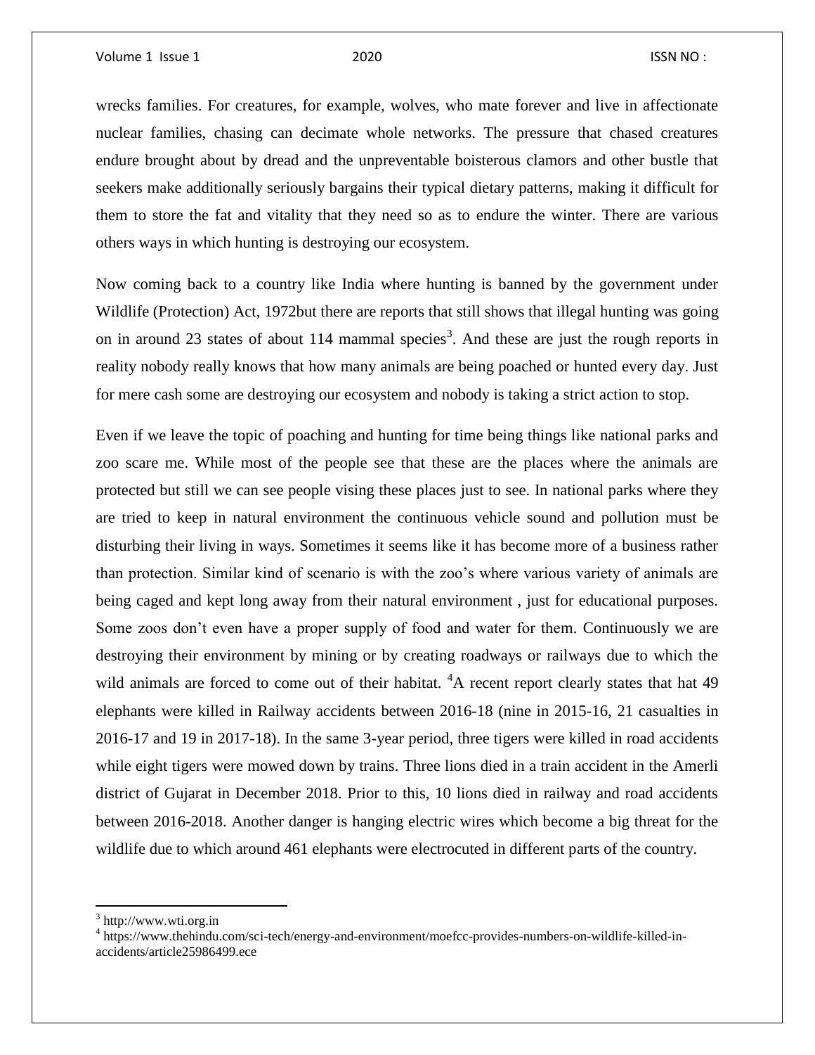wrecks families. For creatures, for example, wolves, who mate forever and live in affectionate nuclear families, chasing can decimate whole networks. The pressure that chased creatures endure brought about by dread and the unpreventable boisterous clamors and other bustle that seekers make additionally seriously bargains their typical dietary patterns, making it difficult for them to store the fat and vitality that they need so as to endure the winter. There are various others ways in which hunting is destroying our ecosystem.

Now coming back to a country like India where hunting is banned by the government under Wildlife (Protection) Act, 1972but there are reports that still shows that illegal hunting was going on in around 23 states of about 114 mammal species[3]. And these are just the rough reports in reality nobody really knows that how many animals are being poached or hunted every day. Just for mere cash some are destroying our ecosystem and nobody is taking a strict action to stop.

Even if we leave the topic of poaching and hunting for time being things like national parks and zoo scare me. While most of the people see that these are the places where the animals are protected but still we can see people vising these places just to see. In national parks where they are tried to keep in natural environment the continuous vehicle sound and pollution must be disturbing their living in ways. Sometimes it seems like it has become more of a business rather than protection. Similar kind of scenario is with the zoo's where various variety of animals are being caged and kept long away from their natural environment , just for educational purposes. Some zoos don't even have a proper supply of food and water for them. Continuously we are destroying their environment by mining or by creating roadways or railways due to which the wild animals are forced to come out of their habitat. [4]A recent report clearly states that hat 49 elephants were killed in Railway accidents between 2016-18 (nine in 2015-16, 21 casualties in 2016-17 and 19 in 2017-18). In the same 3-year period, three tigers were killed in road accidents while eight tigers were mowed down by trains. Three lions died in a train accident in the Amerli district of Gujarat in December 2018. Prior to this, 10 lions died in railway and road accidents between 2016-2018. Another danger is hanging electric wires which become a big threat for the wildlife due to which around 461 elephants were electrocuted in different parts of the country.

---

[3] http://www.wti.org.in

[4] https://www.thehindu.com/sci-tech/energy-and-environment/moefcc-provides-numbers-on-wildlife-killed-in-accidents/article25986499.ece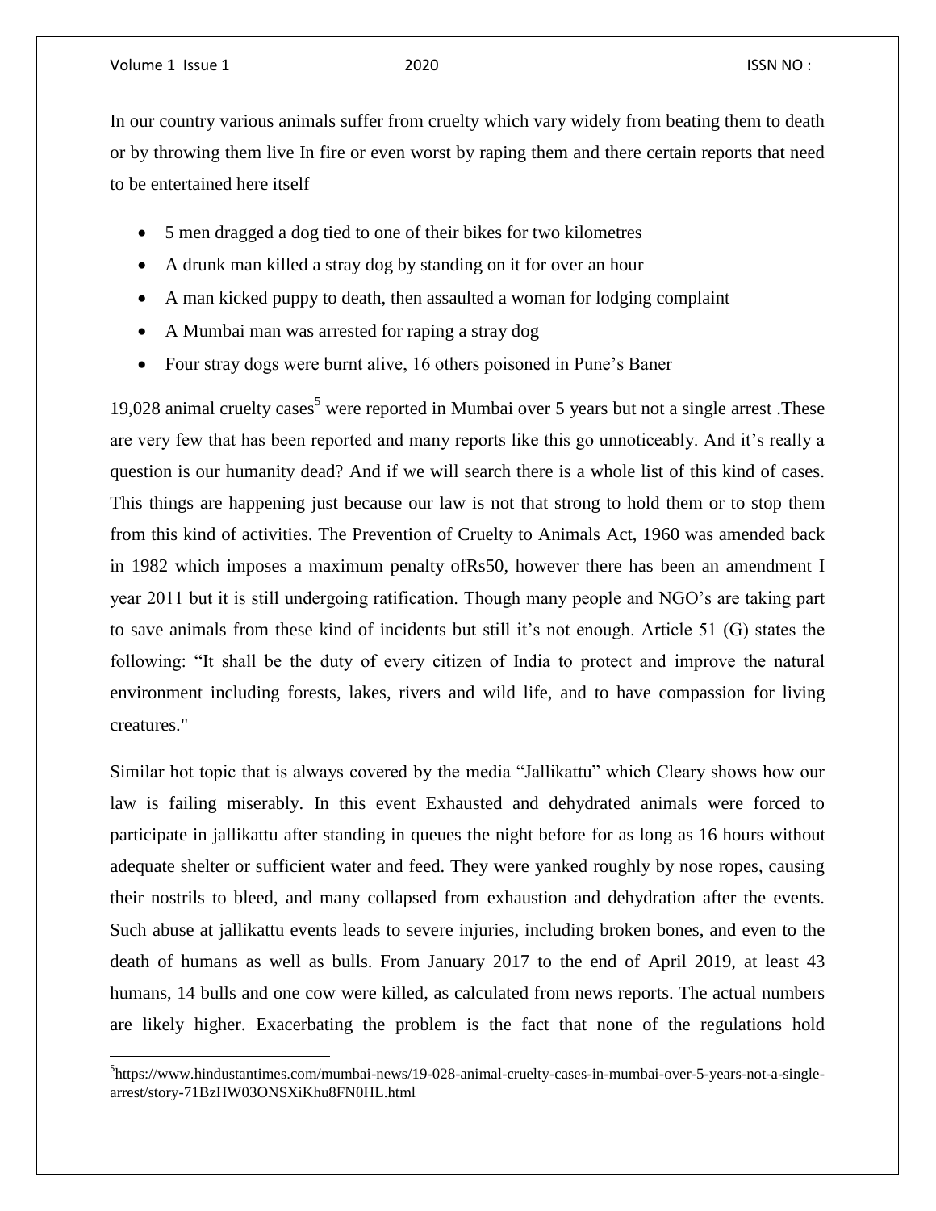In our country various animals suffer from cruelty which vary widely from beating them to death or by throwing them live In fire or even worst by raping them and there certain reports that need to be entertained here itself

- 5 men dragged a dog tied to one of their bikes for two kilometres
- A drunk man killed a stray dog by standing on it for over an hour
- A man kicked puppy to death, then assaulted a woman for lodging complaint
- A Mumbai man was arrested for raping a stray dog
- Four stray dogs were burnt alive, 16 others poisoned in Pune's Baner

19,028 animal cruelty cases[5] were reported in Mumbai over 5 years but not a single arrest .These are very few that has been reported and many reports like this go unnoticeably. And it's really a question is our humanity dead? And if we will search there is a whole list of this kind of cases. This things are happening just because our law is not that strong to hold them or to stop them from this kind of activities. The Prevention of Cruelty to Animals Act, 1960 was amended back in 1982 which imposes a maximum penalty ofRs50, however there has been an amendment I year 2011 but it is still undergoing ratification. Though many people and NGO's are taking part to save animals from these kind of incidents but still it's not enough. Article 51 (G) states the following: "It shall be the duty of every citizen of India to protect and improve the natural environment including forests, lakes, rivers and wild life, and to have compassion for living creatures."

Similar hot topic that is always covered by the media "Jallikattu" which Cleary shows how our law is failing miserably. In this event Exhausted and dehydrated animals were forced to participate in jallikattu after standing in queues the night before for as long as 16 hours without adequate shelter or sufficient water and feed. They were yanked roughly by nose ropes, causing their nostrils to bleed, and many collapsed from exhaustion and dehydration after the events. Such abuse at jallikattu events leads to severe injuries, including broken bones, and even to the death of humans as well as bulls. From January 2017 to the end of April 2019, at least 43 humans, 14 bulls and one cow were killed, as calculated from news reports. The actual numbers are likely higher. Exacerbating the problem is the fact that none of the regulations hold

[5] https://www.hindustantimes.com/mumbai-news/19-028-animal-cruelty-cases-in-mumbai-over-5-years-not-a-single-arrest/story-71BzHW03ONSXiKhu8FN0HL.html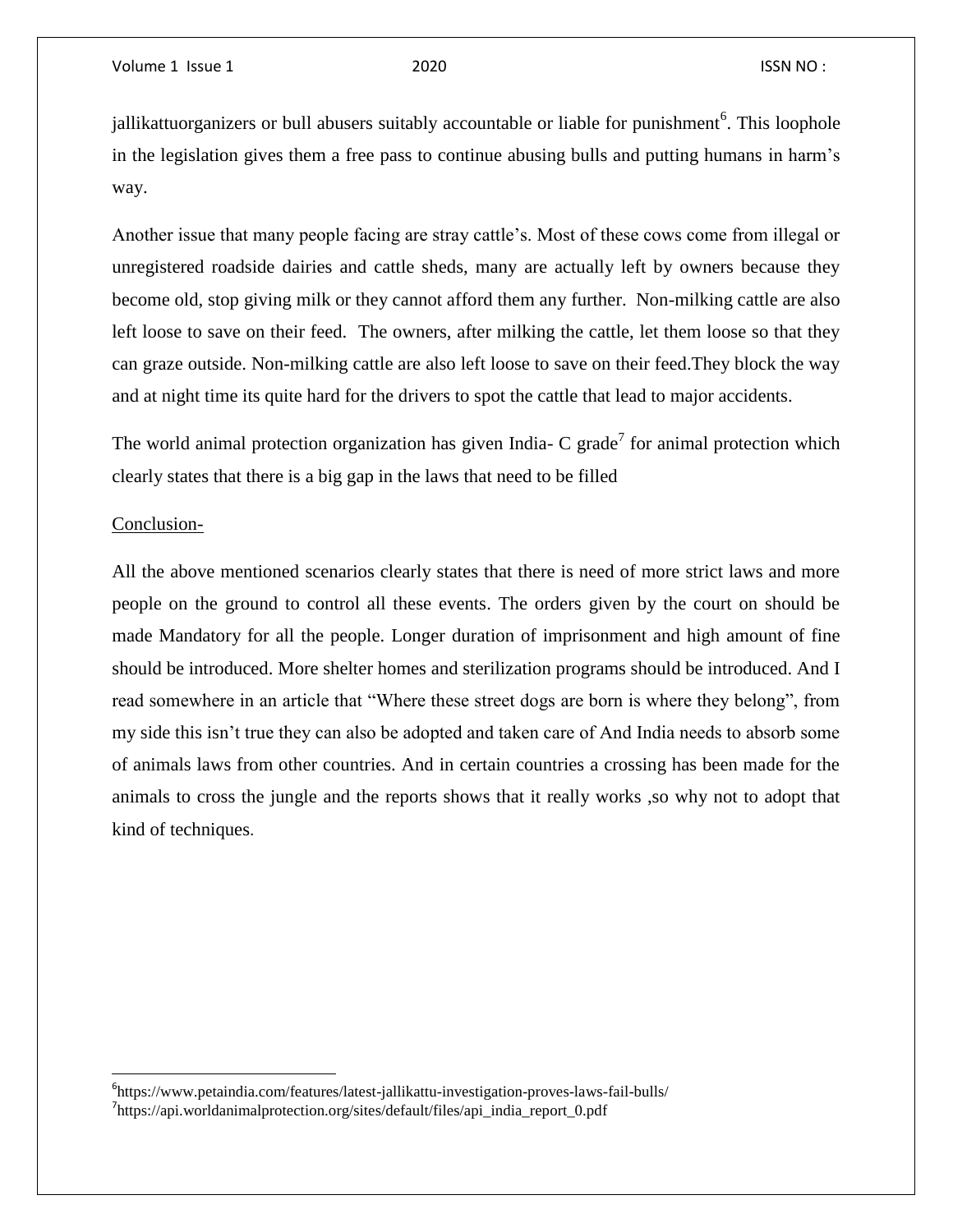jallikattuorganizers or bull abusers suitably accountable or liable for punishment[6]. This loophole in the legislation gives them a free pass to continue abusing bulls and putting humans in harm's way.

Another issue that many people facing are stray cattle's. Most of these cows come from illegal or unregistered roadside dairies and cattle sheds, many are actually left by owners because they become old, stop giving milk or they cannot afford them any further. Non-milking cattle are also left loose to save on their feed. The owners, after milking the cattle, let them loose so that they can graze outside. Non-milking cattle are also left loose to save on their feed.They block the way and at night time its quite hard for the drivers to spot the cattle that lead to major accidents.

The world animal protection organization has given India- C grade[7] for animal protection which clearly states that there is a big gap in the laws that need to be filled

Conclusion-

All the above mentioned scenarios clearly states that there is need of more strict laws and more people on the ground to control all these events. The orders given by the court on should be made Mandatory for all the people. Longer duration of imprisonment and high amount of fine should be introduced. More shelter homes and sterilization programs should be introduced. And I read somewhere in an article that "Where these street dogs are born is where they belong", from my side this isn't true they can also be adopted and taken care of And India needs to absorb some of animals laws from other countries. And in certain countries a crossing has been made for the animals to cross the jungle and the reports shows that it really works ,so why not to adopt that kind of techniques.

---

[6] https://www.petaindia.com/features/latest-jallikattu-investigation-proves-laws-fail-bulls/

[7] https://api.worldanimalprotection.org/sites/default/files/api_india_report_0.pdf